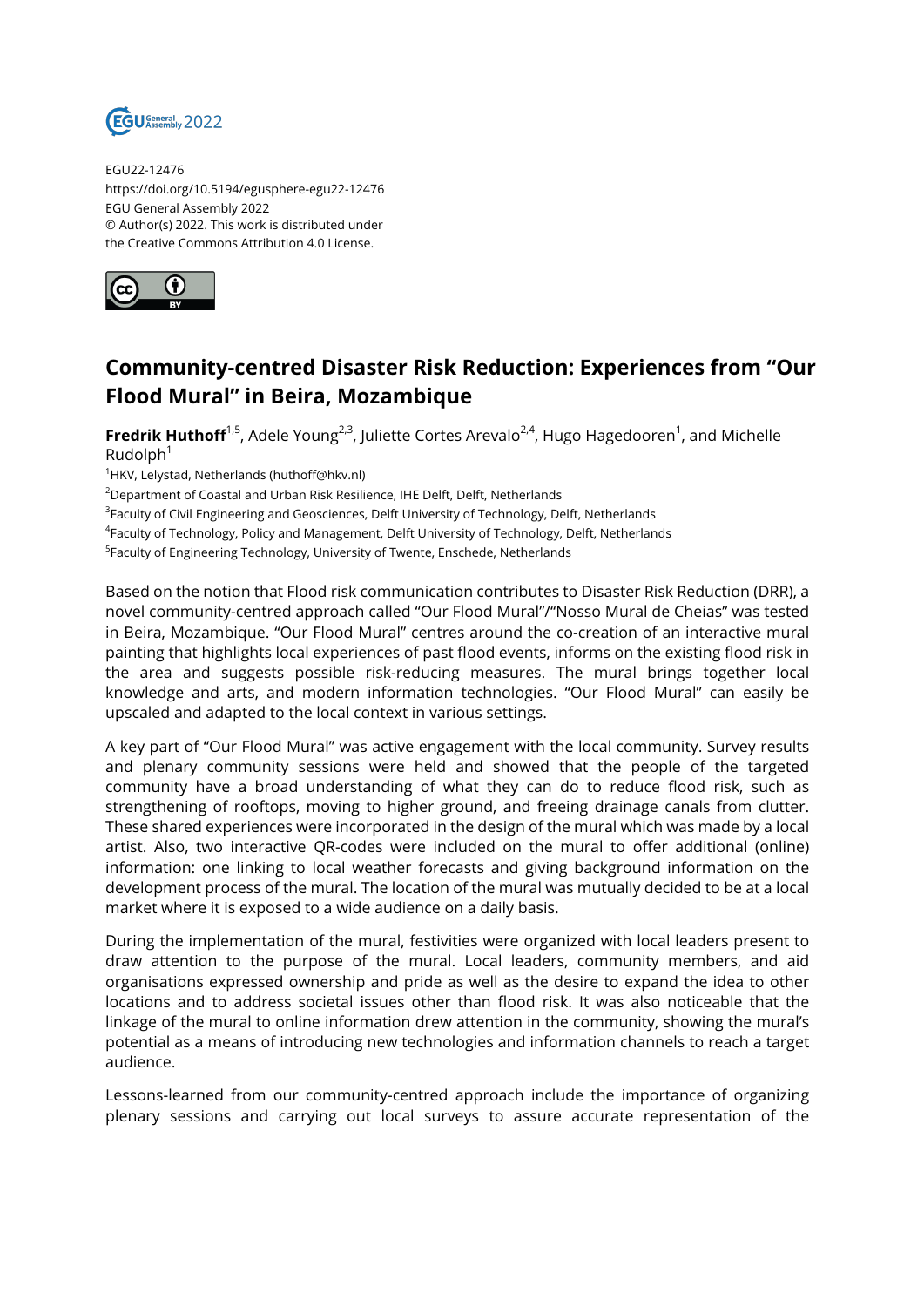EGU22-12476
https://doi.org/10.5194/egusphere-egu22-12476
EGU General Assembly 2022
© Author(s) 2022. This work is distributed under
the Creative Commons Attribution 4.0 License.

# Community-centred Disaster Risk Reduction: Experiences from "Our Flood Mural" in Beira, Mozambique

**Fredrik Huthoff**[1,5], Adele Young[2,3], Juliette Cortes Arevalo[2,4], Hugo Hagedooren[1], and Michelle Rudolph[1]

[1]HKV, Lelystad, Netherlands (huthoff@hkv.nl)
[2]Department of Coastal and Urban Risk Resilience, IHE Delft, Delft, Netherlands
[3]Faculty of Civil Engineering and Geosciences, Delft University of Technology, Delft, Netherlands
[4]Faculty of Technology, Policy and Management, Delft University of Technology, Delft, Netherlands
[5]Faculty of Engineering Technology, University of Twente, Enschede, Netherlands

Based on the notion that Flood risk communication contributes to Disaster Risk Reduction (DRR), a novel community-centred approach called "Our Flood Mural"/"Nosso Mural de Cheias" was tested in Beira, Mozambique. "Our Flood Mural" centres around the co-creation of an interactive mural painting that highlights local experiences of past flood events, informs on the existing flood risk in the area and suggests possible risk-reducing measures. The mural brings together local knowledge and arts, and modern information technologies. "Our Flood Mural" can easily be upscaled and adapted to the local context in various settings.

A key part of "Our Flood Mural" was active engagement with the local community. Survey results and plenary community sessions were held and showed that the people of the targeted community have a broad understanding of what they can do to reduce flood risk, such as strengthening of rooftops, moving to higher ground, and freeing drainage canals from clutter. These shared experiences were incorporated in the design of the mural which was made by a local artist. Also, two interactive QR-codes were included on the mural to offer additional (online) information: one linking to local weather forecasts and giving background information on the development process of the mural. The location of the mural was mutually decided to be at a local market where it is exposed to a wide audience on a daily basis.

During the implementation of the mural, festivities were organized with local leaders present to draw attention to the purpose of the mural. Local leaders, community members, and aid organisations expressed ownership and pride as well as the desire to expand the idea to other locations and to address societal issues other than flood risk. It was also noticeable that the linkage of the mural to online information drew attention in the community, showing the mural's potential as a means of introducing new technologies and information channels to reach a target audience.

Lessons-learned from our community-centred approach include the importance of organizing plenary sessions and carrying out local surveys to assure accurate representation of the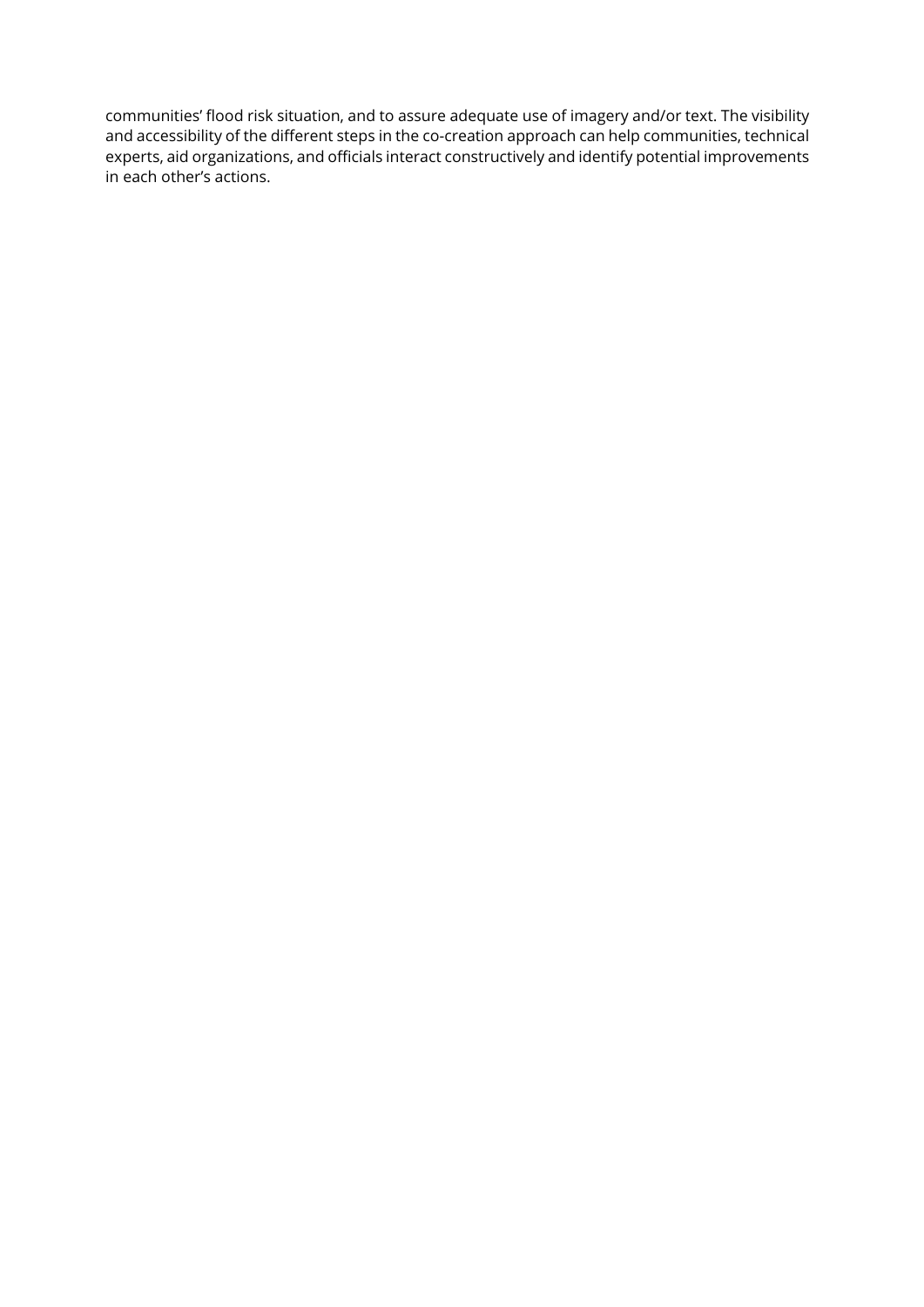communities' flood risk situation, and to assure adequate use of imagery and/or text. The visibility and accessibility of the different steps in the co-creation approach can help communities, technical experts, aid organizations, and officials interact constructively and identify potential improvements in each other's actions.